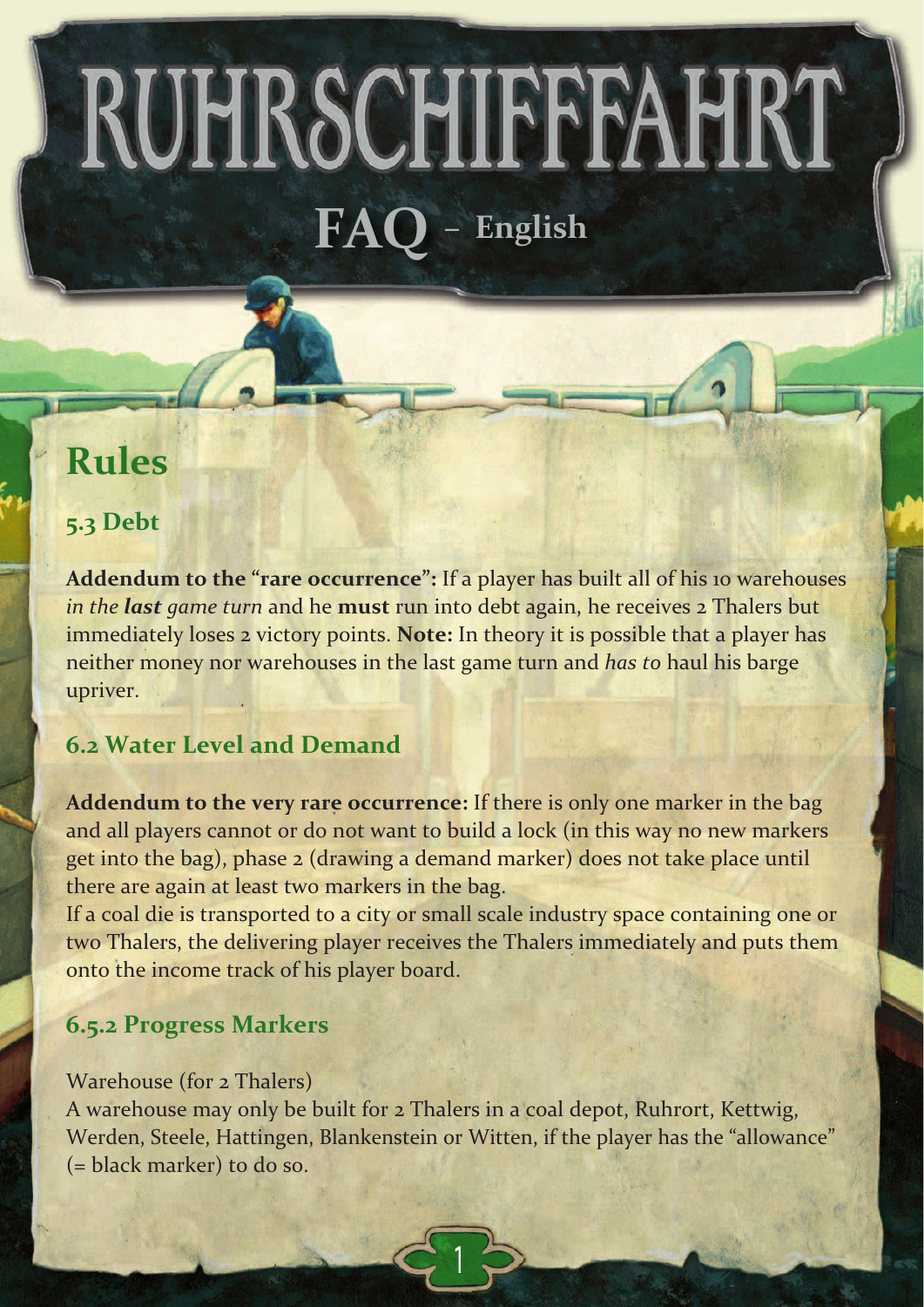# RUHRSCHIFFFAHRT

## FAQ – English

# Rules

### 5.3 Debt

**Addendum to the "rare occurrence":** If a player has built all of his 10 warehouses *in the **last** game turn* and he **must** run into debt again, he receives 2 Thalers but immediately loses 2 victory points. **Note:** In theory it is possible that a player has neither money nor warehouses in the last game turn and *has to* haul his barge upriver.

### 6.2 Water Level and Demand

**Addendum to the very rare occurrence:** If there is only one marker in the bag and all players cannot or do not want to build a lock (in this way no new markers get into the bag), phase 2 (drawing a demand marker) does not take place until there are again at least two markers in the bag.
If a coal die is transported to a city or small scale industry space containing one or two Thalers, the delivering player receives the Thalers immediately and puts them onto the income track of his player board.

### 6.5.2 Progress Markers

Warehouse (for 2 Thalers)
A warehouse may only be built for 2 Thalers in a coal depot, Ruhrort, Kettwig, Werden, Steele, Hattingen, Blankenstein or Witten, if the player has the "allowance" (= black marker) to do so.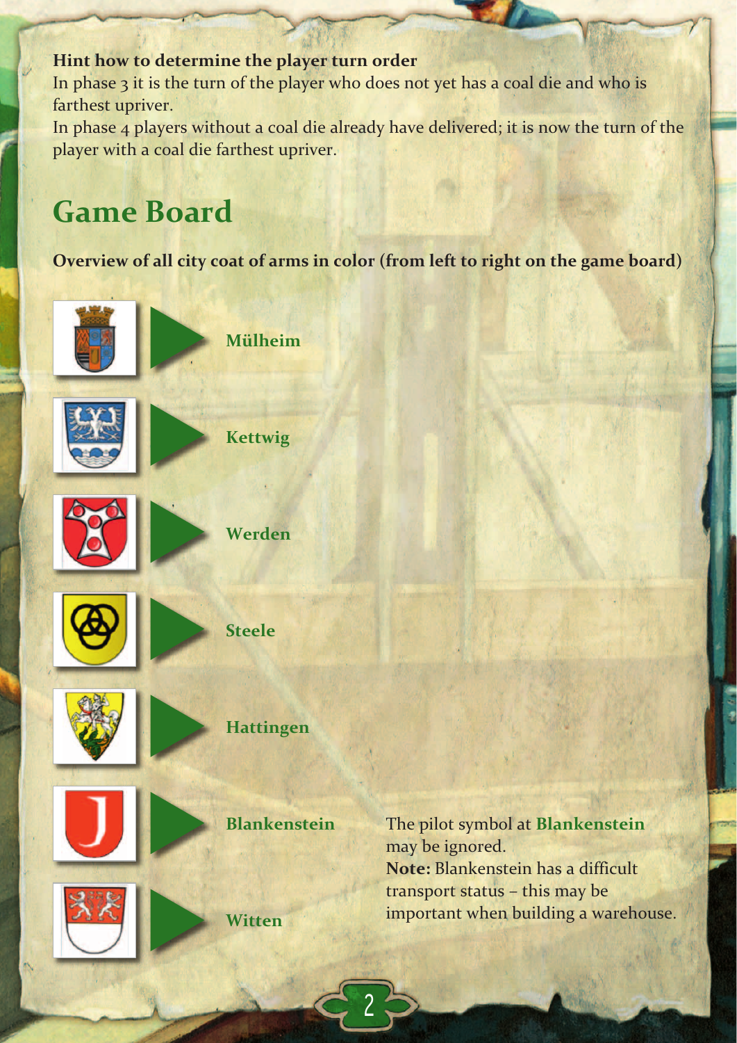**Hint how to determine the player turn order**

In phase 3 it is the turn of the player who does not yet has a coal die and who is farthest upriver.

In phase 4 players without a coal die already have delivered; it is now the turn of the player with a coal die farthest upriver.

## Game Board

**Overview of all city coat of arms in color (from left to right on the game board)**

- Mülheim
- Kettwig
- Werden
- Steele
- Hattingen
- Blankenstein
- Witten

The pilot symbol at **Blankenstein** may be ignored.
**Note:** Blankenstein has a difficult transport status – this may be important when building a warehouse.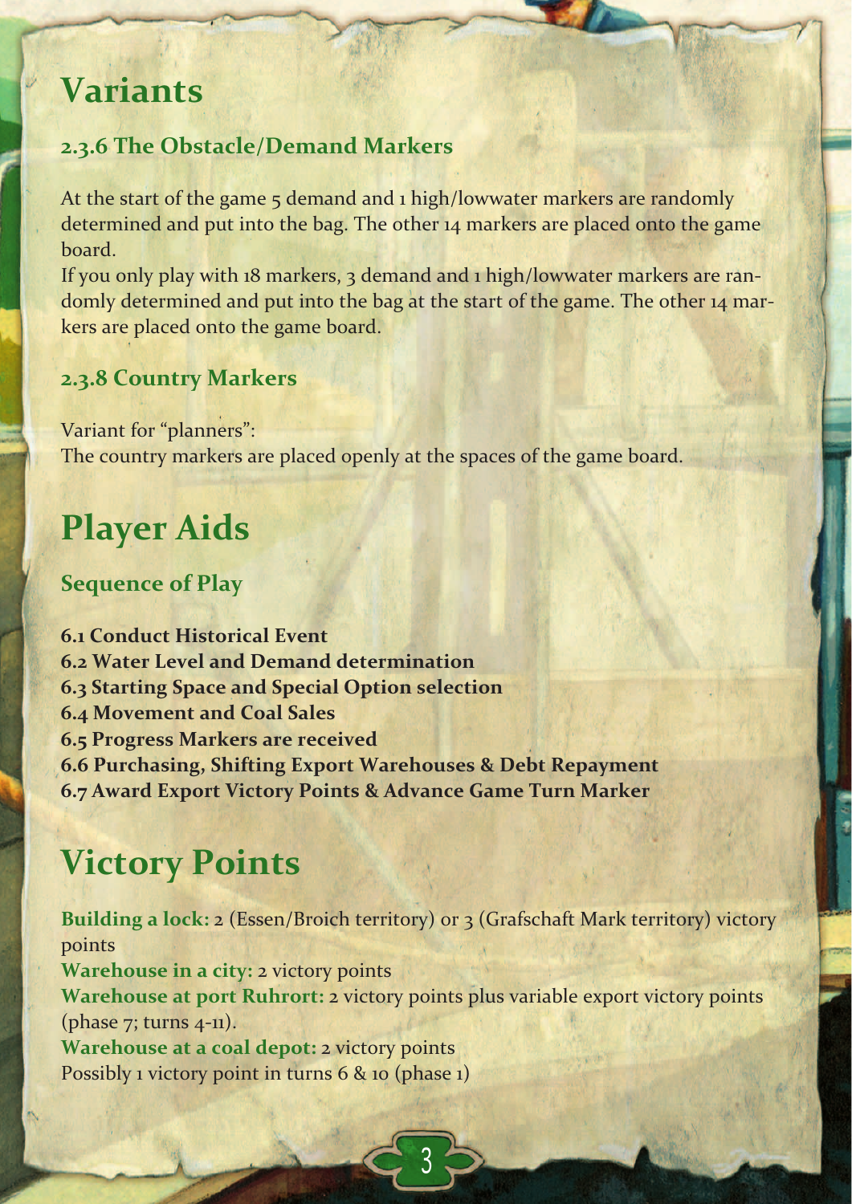# Variants

## 2.3.6 The Obstacle/Demand Markers

At the start of the game 5 demand and 1 high/lowwater markers are randomly determined and put into the bag. The other 14 markers are placed onto the game board.
If you only play with 18 markers, 3 demand and 1 high/lowwater markers are randomly determined and put into the bag at the start of the game. The other 14 markers are placed onto the game board.

## 2.3.8 Country Markers

Variant for "planners":
The country markers are placed openly at the spaces of the game board.

# Player Aids

## Sequence of Play

**6.1 Conduct Historical Event**
**6.2 Water Level and Demand determination**
**6.3 Starting Space and Special Option selection**
**6.4 Movement and Coal Sales**
**6.5 Progress Markers are received**
**6.6 Purchasing, Shifting Export Warehouses & Debt Repayment**
**6.7 Award Export Victory Points & Advance Game Turn Marker**

# Victory Points

**Building a lock:** 2 (Essen/Broich territory) or 3 (Grafschaft Mark territory) victory points
**Warehouse in a city:** 2 victory points
**Warehouse at port Ruhrort:** 2 victory points plus variable export victory points (phase 7; turns 4-11).
**Warehouse at a coal depot:** 2 victory points
Possibly 1 victory point in turns 6 & 10 (phase 1)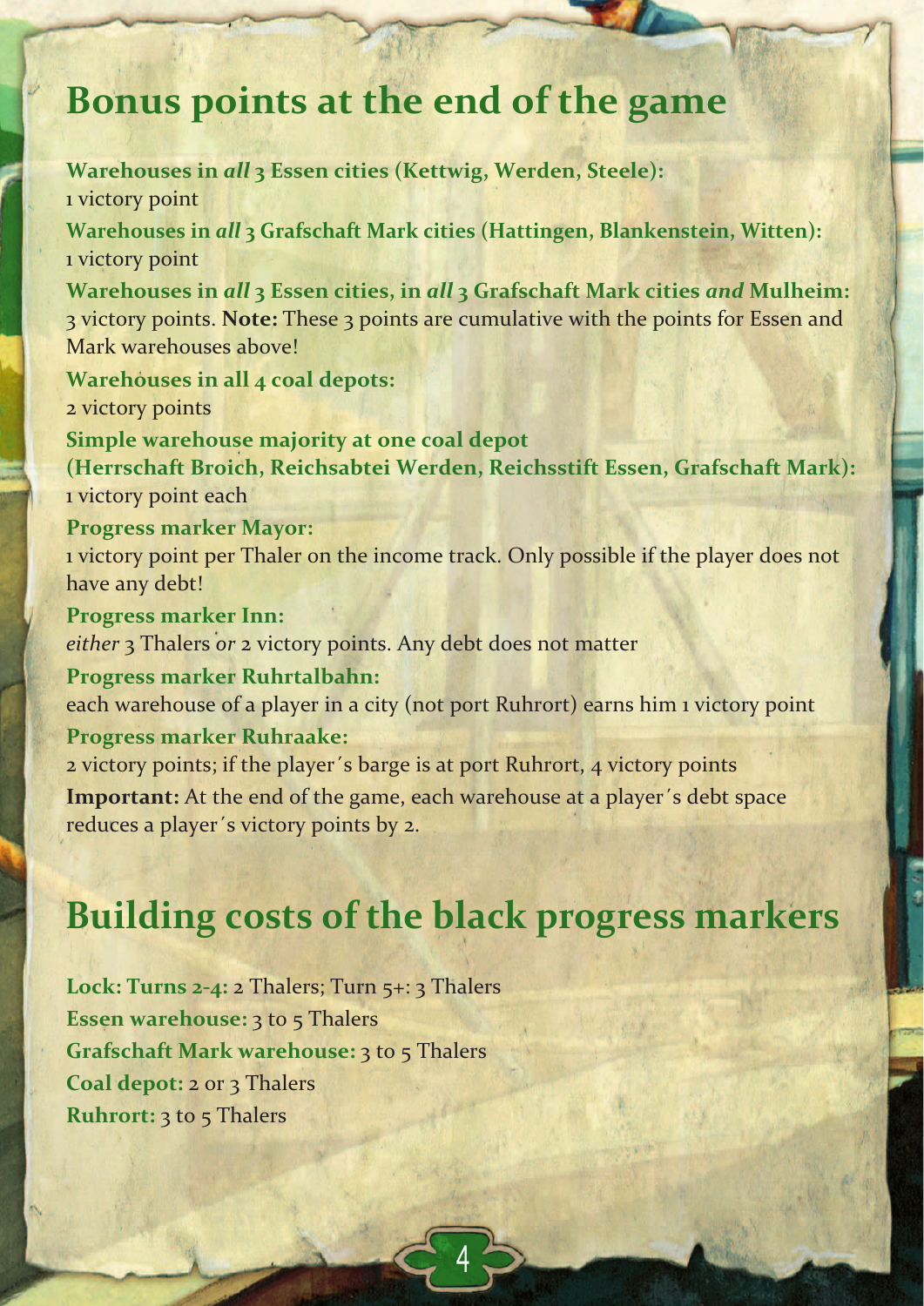# Bonus points at the end of the game

**Warehouses in *all* 3 Essen cities (Kettwig, Werden, Steele):**
1 victory point

**Warehouses in *all* 3 Grafschaft Mark cities (Hattingen, Blankenstein, Witten):**
1 victory point

**Warehouses in *all* 3 Essen cities, in *all* 3 Grafschaft Mark cities *and* Mulheim:**
3 victory points. **Note:** These 3 points are cumulative with the points for Essen and Mark warehouses above!

**Warehouses in all 4 coal depots:**
2 victory points

**Simple warehouse majority at one coal depot (Herrschaft Broich, Reichsabtei Werden, Reichsstift Essen, Grafschaft Mark):**
1 victory point each

**Progress marker Mayor:**
1 victory point per Thaler on the income track. Only possible if the player does not have any debt!

**Progress marker Inn:**
*either* 3 Thalers *or* 2 victory points. Any debt does not matter

**Progress marker Ruhrtalbahn:**
each warehouse of a player in a city (not port Ruhrort) earns him 1 victory point

**Progress marker Ruhraake:**
2 victory points; if the player´s barge is at port Ruhrort, 4 victory points

**Important:** At the end of the game, each warehouse at a player´s debt space reduces a player´s victory points by 2.

# Building costs of the black progress markers

**Lock: Turns 2-4:** 2 Thalers; Turn 5+: 3 Thalers
**Essen warehouse:** 3 to 5 Thalers
**Grafschaft Mark warehouse:** 3 to 5 Thalers
**Coal depot:** 2 or 3 Thalers
**Ruhrort:** 3 to 5 Thalers